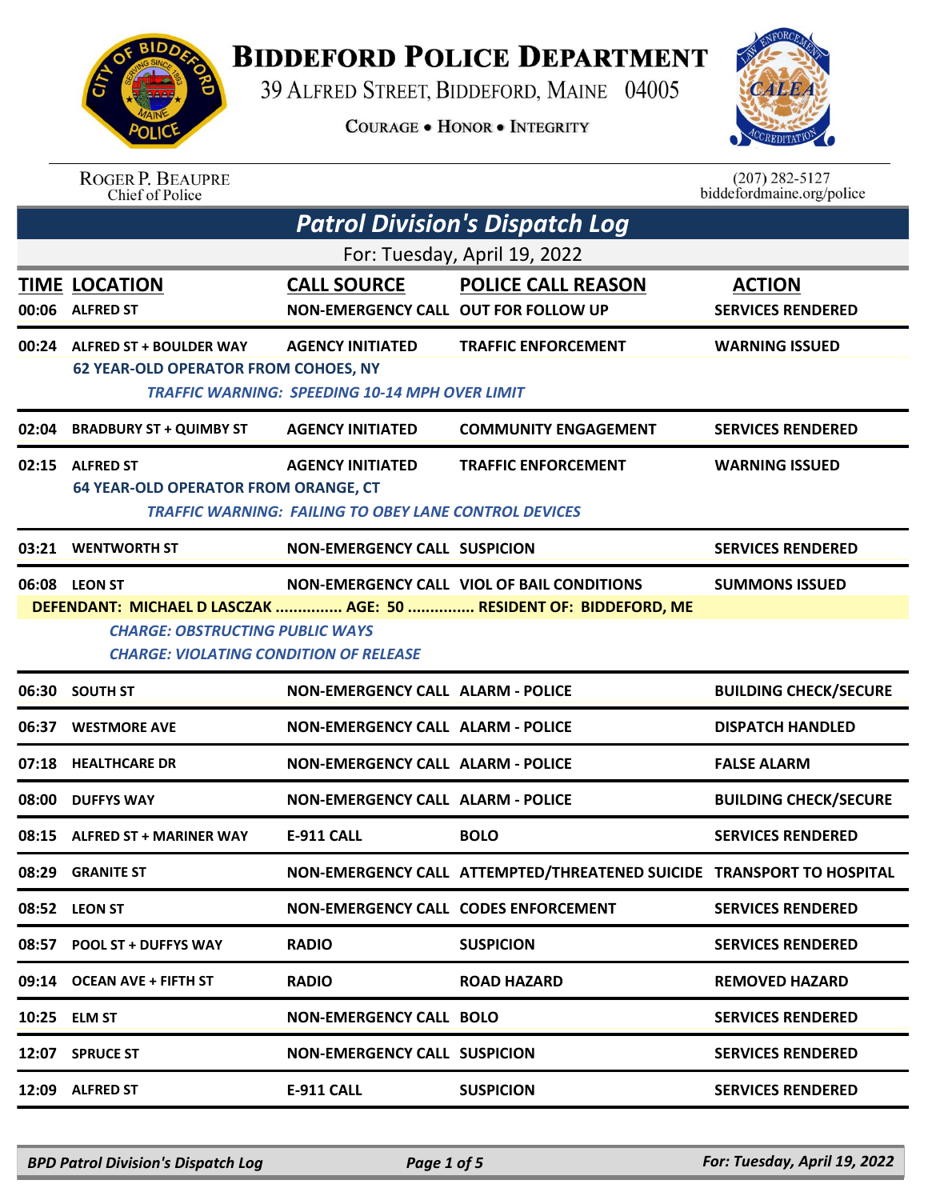# Biddeford Police Department

39 Alfred Street, Biddeford, Maine 04005

Courage • Honor • Integrity

Roger P. Beaupre
Chief of Police

(207) 282-5127
biddefordmaine.org/police

## Patrol Division's Dispatch Log

For: Tuesday, April 19, 2022

| TIME | LOCATION | CALL SOURCE | POLICE CALL REASON | ACTION |
|---|---|---|---|---|
| 00:06 | ALFRED ST | NON-EMERGENCY CALL | OUT FOR FOLLOW UP | SERVICES RENDERED |
| 00:24 | ALFRED ST + BOULDER WAY | AGENCY INITIATED | TRAFFIC ENFORCEMENT | WARNING ISSUED |
| | 62 YEAR-OLD OPERATOR FROM COHOES, NY | | | |
| | *TRAFFIC WARNING: SPEEDING 10-14 MPH OVER LIMIT* | | | |
| 02:04 | BRADBURY ST + QUIMBY ST | AGENCY INITIATED | COMMUNITY ENGAGEMENT | SERVICES RENDERED |
| 02:15 | ALFRED ST | AGENCY INITIATED | TRAFFIC ENFORCEMENT | WARNING ISSUED |
| | 64 YEAR-OLD OPERATOR FROM ORANGE, CT | | | |
| | *TRAFFIC WARNING: FAILING TO OBEY LANE CONTROL DEVICES* | | | |
| 03:21 | WENTWORTH ST | NON-EMERGENCY CALL | SUSPICION | SERVICES RENDERED |
| 06:08 | LEON ST | NON-EMERGENCY CALL | VIOL OF BAIL CONDITIONS | SUMMONS ISSUED |
| | DEFENDANT: MICHAEL D LASCZAK ............... AGE: 50 ............... RESIDENT OF: BIDDEFORD, ME | | | |
| | *CHARGE: OBSTRUCTING PUBLIC WAYS* | | | |
| | *CHARGE: VIOLATING CONDITION OF RELEASE* | | | |
| 06:30 | SOUTH ST | NON-EMERGENCY CALL | ALARM - POLICE | BUILDING CHECK/SECURE |
| 06:37 | WESTMORE AVE | NON-EMERGENCY CALL | ALARM - POLICE | DISPATCH HANDLED |
| 07:18 | HEALTHCARE DR | NON-EMERGENCY CALL | ALARM - POLICE | FALSE ALARM |
| 08:00 | DUFFYS WAY | NON-EMERGENCY CALL | ALARM - POLICE | BUILDING CHECK/SECURE |
| 08:15 | ALFRED ST + MARINER WAY | E-911 CALL | BOLO | SERVICES RENDERED |
| 08:29 | GRANITE ST | NON-EMERGENCY CALL | ATTEMPTED/THREATENED SUICIDE | TRANSPORT TO HOSPITAL |
| 08:52 | LEON ST | NON-EMERGENCY CALL | CODES ENFORCEMENT | SERVICES RENDERED |
| 08:57 | POOL ST + DUFFYS WAY | RADIO | SUSPICION | SERVICES RENDERED |
| 09:14 | OCEAN AVE + FIFTH ST | RADIO | ROAD HAZARD | REMOVED HAZARD |
| 10:25 | ELM ST | NON-EMERGENCY CALL | BOLO | SERVICES RENDERED |
| 12:07 | SPRUCE ST | NON-EMERGENCY CALL | SUSPICION | SERVICES RENDERED |
| 12:09 | ALFRED ST | E-911 CALL | SUSPICION | SERVICES RENDERED |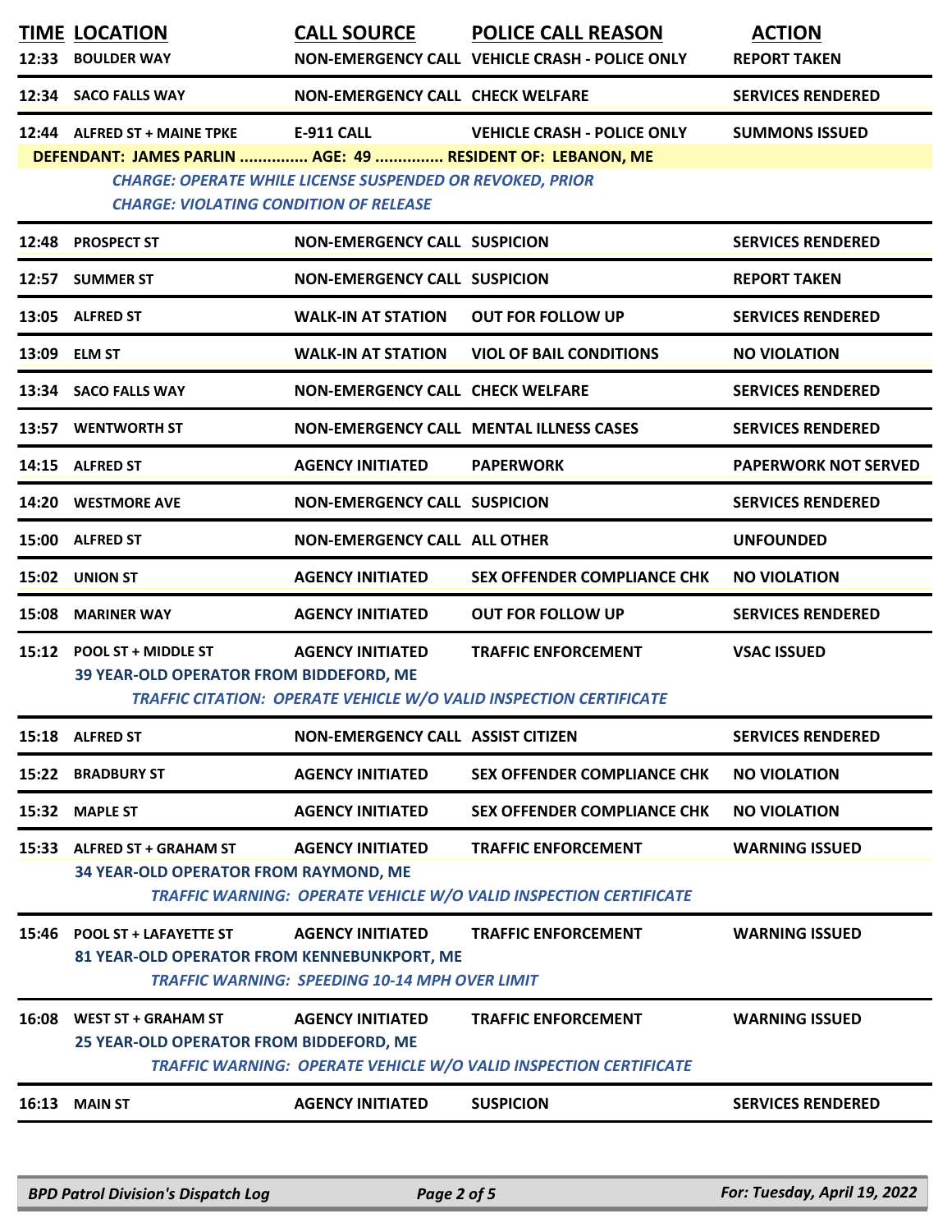| TIME | LOCATION | CALL SOURCE | POLICE CALL REASON | ACTION |
|---|---|---|---|---|
| 12:33 | BOULDER WAY | NON-EMERGENCY CALL | VEHICLE CRASH - POLICE ONLY | REPORT TAKEN |
| 12:34 | SACO FALLS WAY | NON-EMERGENCY CALL | CHECK WELFARE | SERVICES RENDERED |
| 12:44 | ALFRED ST + MAINE TPKE | E-911 CALL | VEHICLE CRASH - POLICE ONLY | SUMMONS ISSUED |
| | DEFENDANT: JAMES PARLIN ............... AGE: 49 ............... RESIDENT OF: LEBANON, ME<br>*CHARGE: OPERATE WHILE LICENSE SUSPENDED OR REVOKED, PRIOR*<br>*CHARGE: VIOLATING CONDITION OF RELEASE* | | | |
| 12:48 | PROSPECT ST | NON-EMERGENCY CALL | SUSPICION | SERVICES RENDERED |
| 12:57 | SUMMER ST | NON-EMERGENCY CALL | SUSPICION | REPORT TAKEN |
| 13:05 | ALFRED ST | WALK-IN AT STATION | OUT FOR FOLLOW UP | SERVICES RENDERED |
| 13:09 | ELM ST | WALK-IN AT STATION | VIOL OF BAIL CONDITIONS | NO VIOLATION |
| 13:34 | SACO FALLS WAY | NON-EMERGENCY CALL | CHECK WELFARE | SERVICES RENDERED |
| 13:57 | WENTWORTH ST | NON-EMERGENCY CALL | MENTAL ILLNESS CASES | SERVICES RENDERED |
| 14:15 | ALFRED ST | AGENCY INITIATED | PAPERWORK | PAPERWORK NOT SERVED |
| 14:20 | WESTMORE AVE | NON-EMERGENCY CALL | SUSPICION | SERVICES RENDERED |
| 15:00 | ALFRED ST | NON-EMERGENCY CALL | ALL OTHER | UNFOUNDED |
| 15:02 | UNION ST | AGENCY INITIATED | SEX OFFENDER COMPLIANCE CHK | NO VIOLATION |
| 15:08 | MARINER WAY | AGENCY INITIATED | OUT FOR FOLLOW UP | SERVICES RENDERED |
| 15:12 | POOL ST + MIDDLE ST | AGENCY INITIATED | TRAFFIC ENFORCEMENT | VSAC ISSUED |
| | 39 YEAR-OLD OPERATOR FROM BIDDEFORD, ME<br>*TRAFFIC CITATION: OPERATE VEHICLE W/O VALID INSPECTION CERTIFICATE* | | | |
| 15:18 | ALFRED ST | NON-EMERGENCY CALL | ASSIST CITIZEN | SERVICES RENDERED |
| 15:22 | BRADBURY ST | AGENCY INITIATED | SEX OFFENDER COMPLIANCE CHK | NO VIOLATION |
| 15:32 | MAPLE ST | AGENCY INITIATED | SEX OFFENDER COMPLIANCE CHK | NO VIOLATION |
| 15:33 | ALFRED ST + GRAHAM ST | AGENCY INITIATED | TRAFFIC ENFORCEMENT | WARNING ISSUED |
| | 34 YEAR-OLD OPERATOR FROM RAYMOND, ME<br>*TRAFFIC WARNING: OPERATE VEHICLE W/O VALID INSPECTION CERTIFICATE* | | | |
| 15:46 | POOL ST + LAFAYETTE ST | AGENCY INITIATED | TRAFFIC ENFORCEMENT | WARNING ISSUED |
| | 81 YEAR-OLD OPERATOR FROM KENNEBUNKPORT, ME<br>*TRAFFIC WARNING: SPEEDING 10-14 MPH OVER LIMIT* | | | |
| 16:08 | WEST ST + GRAHAM ST | AGENCY INITIATED | TRAFFIC ENFORCEMENT | WARNING ISSUED |
| | 25 YEAR-OLD OPERATOR FROM BIDDEFORD, ME<br>*TRAFFIC WARNING: OPERATE VEHICLE W/O VALID INSPECTION CERTIFICATE* | | | |
| 16:13 | MAIN ST | AGENCY INITIATED | SUSPICION | SERVICES RENDERED |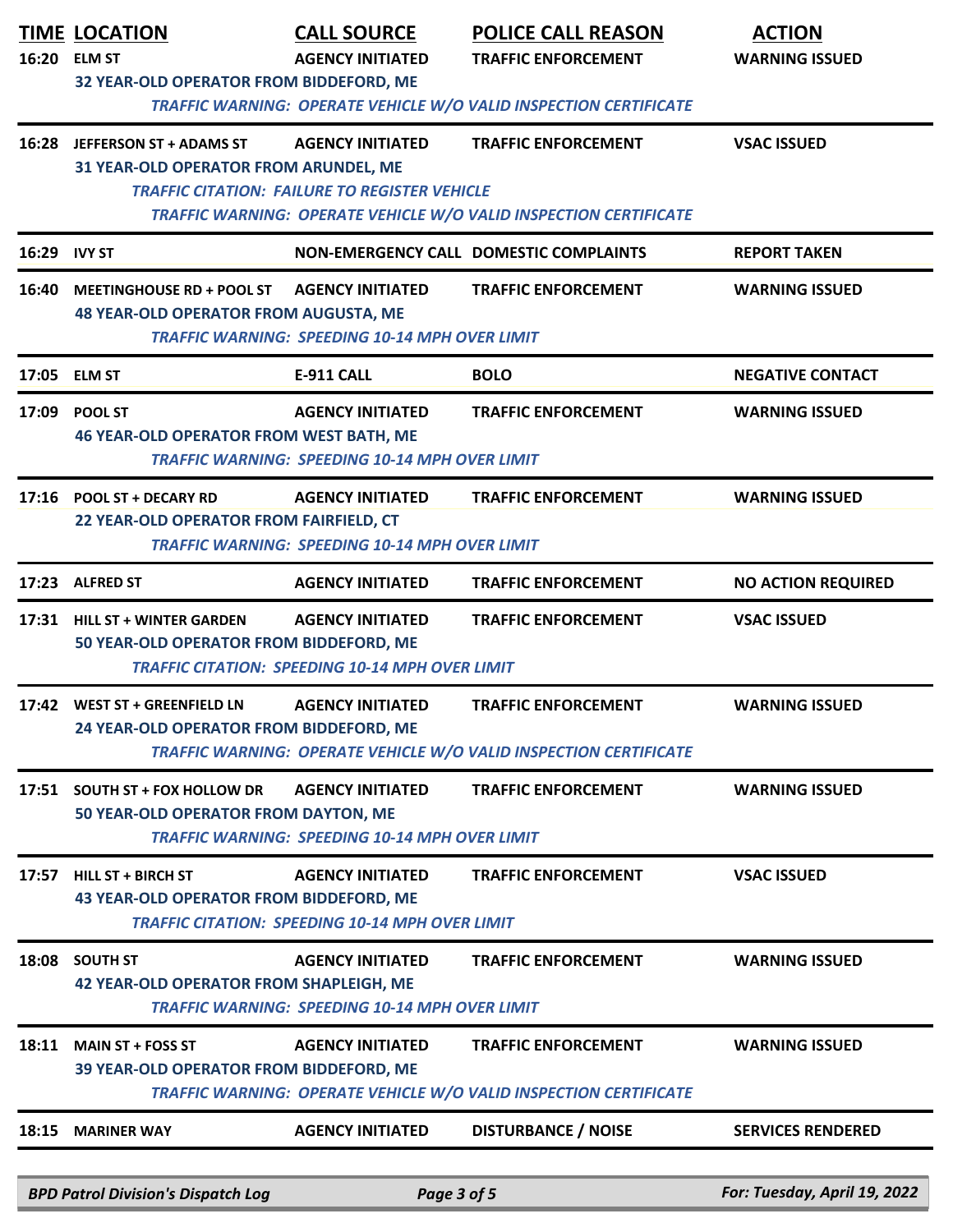| TIME | LOCATION | CALL SOURCE | POLICE CALL REASON | ACTION |
|---|---|---|---|---|
| 16:20 | ELM ST | AGENCY INITIATED | TRAFFIC ENFORCEMENT | WARNING ISSUED |
| | 32 YEAR-OLD OPERATOR FROM BIDDEFORD, ME | | | |
| | *TRAFFIC WARNING: OPERATE VEHICLE W/O VALID INSPECTION CERTIFICATE* | | | |
| 16:28 | JEFFERSON ST + ADAMS ST | AGENCY INITIATED | TRAFFIC ENFORCEMENT | VSAC ISSUED |
| | 31 YEAR-OLD OPERATOR FROM ARUNDEL, ME | | | |
| | *TRAFFIC CITATION: FAILURE TO REGISTER VEHICLE* | | | |
| | *TRAFFIC WARNING: OPERATE VEHICLE W/O VALID INSPECTION CERTIFICATE* | | | |
| 16:29 | IVY ST | NON-EMERGENCY CALL | DOMESTIC COMPLAINTS | REPORT TAKEN |
| 16:40 | MEETINGHOUSE RD + POOL ST | AGENCY INITIATED | TRAFFIC ENFORCEMENT | WARNING ISSUED |
| | 48 YEAR-OLD OPERATOR FROM AUGUSTA, ME | | | |
| | *TRAFFIC WARNING: SPEEDING 10-14 MPH OVER LIMIT* | | | |
| 17:05 | ELM ST | E-911 CALL | BOLO | NEGATIVE CONTACT |
| 17:09 | POOL ST | AGENCY INITIATED | TRAFFIC ENFORCEMENT | WARNING ISSUED |
| | 46 YEAR-OLD OPERATOR FROM WEST BATH, ME | | | |
| | *TRAFFIC WARNING: SPEEDING 10-14 MPH OVER LIMIT* | | | |
| 17:16 | POOL ST + DECARY RD | AGENCY INITIATED | TRAFFIC ENFORCEMENT | WARNING ISSUED |
| | 22 YEAR-OLD OPERATOR FROM FAIRFIELD, CT | | | |
| | *TRAFFIC WARNING: SPEEDING 10-14 MPH OVER LIMIT* | | | |
| 17:23 | ALFRED ST | AGENCY INITIATED | TRAFFIC ENFORCEMENT | NO ACTION REQUIRED |
| 17:31 | HILL ST + WINTER GARDEN | AGENCY INITIATED | TRAFFIC ENFORCEMENT | VSAC ISSUED |
| | 50 YEAR-OLD OPERATOR FROM BIDDEFORD, ME | | | |
| | *TRAFFIC CITATION: SPEEDING 10-14 MPH OVER LIMIT* | | | |
| 17:42 | WEST ST + GREENFIELD LN | AGENCY INITIATED | TRAFFIC ENFORCEMENT | WARNING ISSUED |
| | 24 YEAR-OLD OPERATOR FROM BIDDEFORD, ME | | | |
| | *TRAFFIC WARNING: OPERATE VEHICLE W/O VALID INSPECTION CERTIFICATE* | | | |
| 17:51 | SOUTH ST + FOX HOLLOW DR | AGENCY INITIATED | TRAFFIC ENFORCEMENT | WARNING ISSUED |
| | 50 YEAR-OLD OPERATOR FROM DAYTON, ME | | | |
| | *TRAFFIC WARNING: SPEEDING 10-14 MPH OVER LIMIT* | | | |
| 17:57 | HILL ST + BIRCH ST | AGENCY INITIATED | TRAFFIC ENFORCEMENT | VSAC ISSUED |
| | 43 YEAR-OLD OPERATOR FROM BIDDEFORD, ME | | | |
| | *TRAFFIC CITATION: SPEEDING 10-14 MPH OVER LIMIT* | | | |
| 18:08 | SOUTH ST | AGENCY INITIATED | TRAFFIC ENFORCEMENT | WARNING ISSUED |
| | 42 YEAR-OLD OPERATOR FROM SHAPLEIGH, ME | | | |
| | *TRAFFIC WARNING: SPEEDING 10-14 MPH OVER LIMIT* | | | |
| 18:11 | MAIN ST + FOSS ST | AGENCY INITIATED | TRAFFIC ENFORCEMENT | WARNING ISSUED |
| | 39 YEAR-OLD OPERATOR FROM BIDDEFORD, ME | | | |
| | *TRAFFIC WARNING: OPERATE VEHICLE W/O VALID INSPECTION CERTIFICATE* | | | |
| 18:15 | MARINER WAY | AGENCY INITIATED | DISTURBANCE / NOISE | SERVICES RENDERED |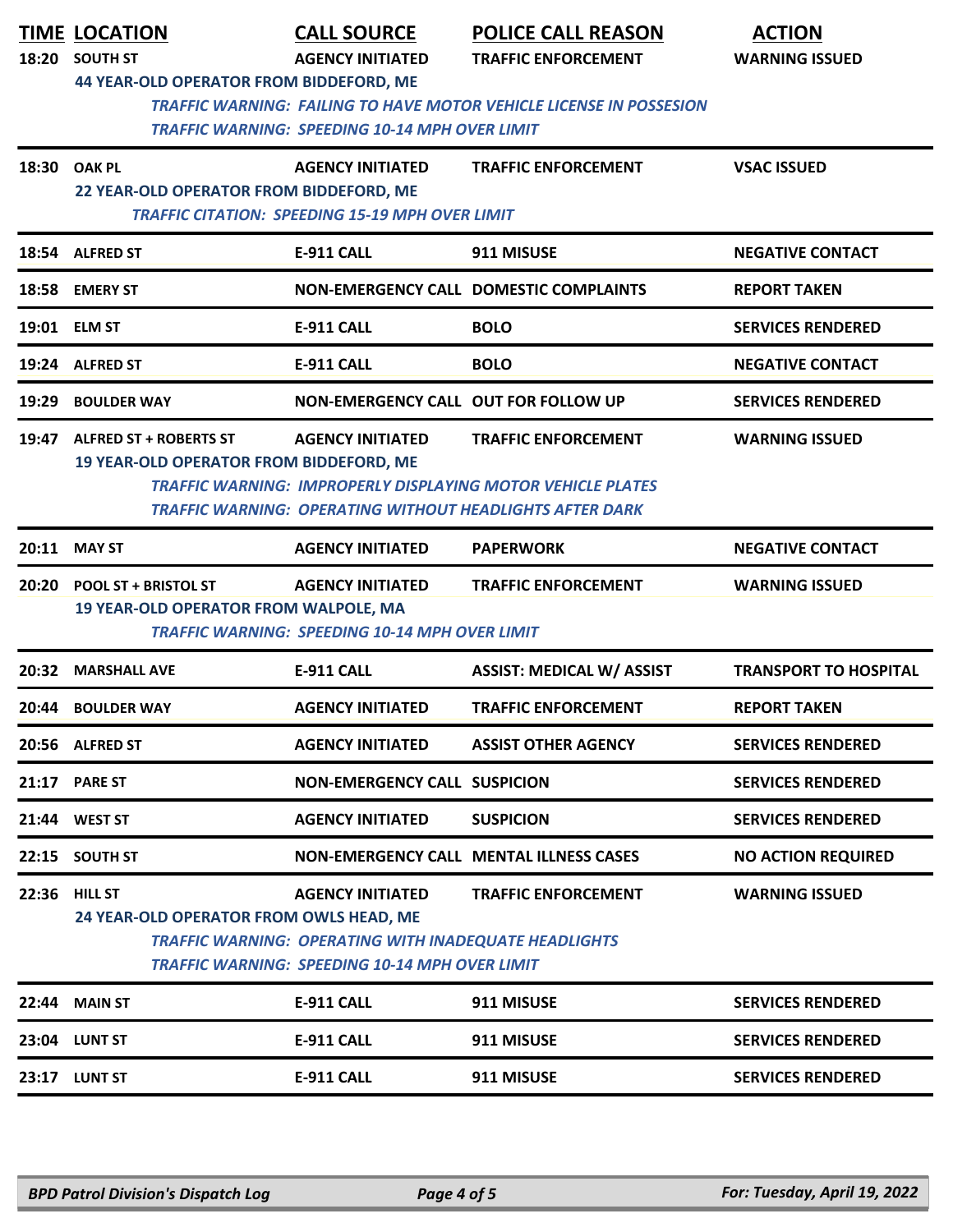| TIME | LOCATION | CALL SOURCE | POLICE CALL REASON | ACTION |
|---|---|---|---|---|
| 18:20 | SOUTH ST | AGENCY INITIATED | TRAFFIC ENFORCEMENT | WARNING ISSUED |
| | 44 YEAR-OLD OPERATOR FROM BIDDEFORD, ME | | | |
| | *TRAFFIC WARNING: FAILING TO HAVE MOTOR VEHICLE LICENSE IN POSSESION* | | | |
| | *TRAFFIC WARNING: SPEEDING 10-14 MPH OVER LIMIT* | | | |
| 18:30 | OAK PL | AGENCY INITIATED | TRAFFIC ENFORCEMENT | VSAC ISSUED |
| | 22 YEAR-OLD OPERATOR FROM BIDDEFORD, ME | | | |
| | *TRAFFIC CITATION: SPEEDING 15-19 MPH OVER LIMIT* | | | |
| 18:54 | ALFRED ST | E-911 CALL | 911 MISUSE | NEGATIVE CONTACT |
| 18:58 | EMERY ST | NON-EMERGENCY CALL | DOMESTIC COMPLAINTS | REPORT TAKEN |
| 19:01 | ELM ST | E-911 CALL | BOLO | SERVICES RENDERED |
| 19:24 | ALFRED ST | E-911 CALL | BOLO | NEGATIVE CONTACT |
| 19:29 | BOULDER WAY | NON-EMERGENCY CALL | OUT FOR FOLLOW UP | SERVICES RENDERED |
| 19:47 | ALFRED ST + ROBERTS ST | AGENCY INITIATED | TRAFFIC ENFORCEMENT | WARNING ISSUED |
| | 19 YEAR-OLD OPERATOR FROM BIDDEFORD, ME | | | |
| | *TRAFFIC WARNING: IMPROPERLY DISPLAYING MOTOR VEHICLE PLATES* | | | |
| | *TRAFFIC WARNING: OPERATING WITHOUT HEADLIGHTS AFTER DARK* | | | |
| 20:11 | MAY ST | AGENCY INITIATED | PAPERWORK | NEGATIVE CONTACT |
| 20:20 | POOL ST + BRISTOL ST | AGENCY INITIATED | TRAFFIC ENFORCEMENT | WARNING ISSUED |
| | 19 YEAR-OLD OPERATOR FROM WALPOLE, MA | | | |
| | *TRAFFIC WARNING: SPEEDING 10-14 MPH OVER LIMIT* | | | |
| 20:32 | MARSHALL AVE | E-911 CALL | ASSIST: MEDICAL W/ ASSIST | TRANSPORT TO HOSPITAL |
| 20:44 | BOULDER WAY | AGENCY INITIATED | TRAFFIC ENFORCEMENT | REPORT TAKEN |
| 20:56 | ALFRED ST | AGENCY INITIATED | ASSIST OTHER AGENCY | SERVICES RENDERED |
| 21:17 | PARE ST | NON-EMERGENCY CALL | SUSPICION | SERVICES RENDERED |
| 21:44 | WEST ST | AGENCY INITIATED | SUSPICION | SERVICES RENDERED |
| 22:15 | SOUTH ST | NON-EMERGENCY CALL | MENTAL ILLNESS CASES | NO ACTION REQUIRED |
| 22:36 | HILL ST | AGENCY INITIATED | TRAFFIC ENFORCEMENT | WARNING ISSUED |
| | 24 YEAR-OLD OPERATOR FROM OWLS HEAD, ME | | | |
| | *TRAFFIC WARNING: OPERATING WITH INADEQUATE HEADLIGHTS* | | | |
| | *TRAFFIC WARNING: SPEEDING 10-14 MPH OVER LIMIT* | | | |
| 22:44 | MAIN ST | E-911 CALL | 911 MISUSE | SERVICES RENDERED |
| 23:04 | LUNT ST | E-911 CALL | 911 MISUSE | SERVICES RENDERED |
| 23:17 | LUNT ST | E-911 CALL | 911 MISUSE | SERVICES RENDERED |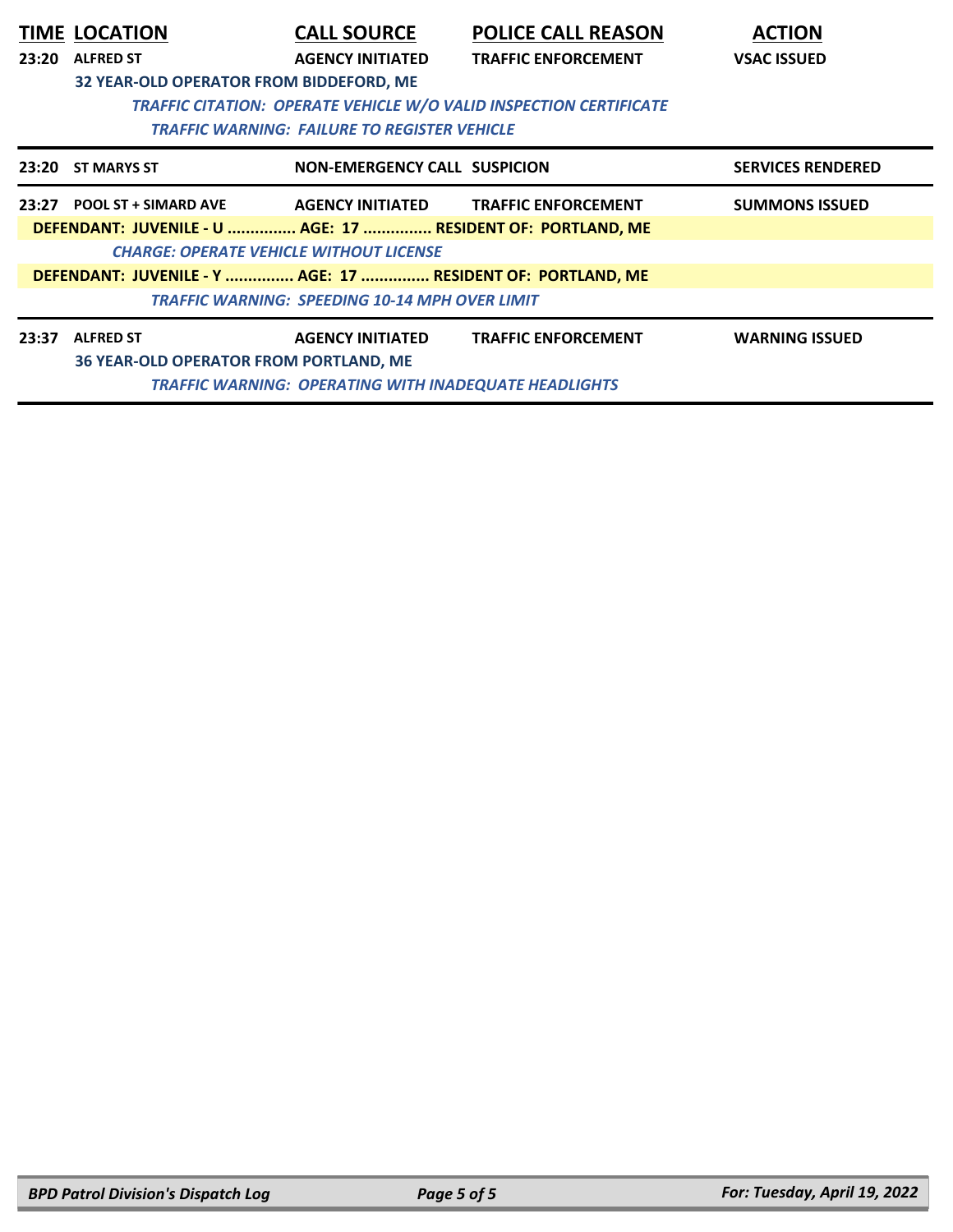| TIME | LOCATION | CALL SOURCE | POLICE CALL REASON | ACTION |
|---|---|---|---|---|
| 23:20 | ALFRED ST | AGENCY INITIATED | TRAFFIC ENFORCEMENT | VSAC ISSUED |

32 YEAR-OLD OPERATOR FROM BIDDEFORD, ME

*TRAFFIC CITATION: OPERATE VEHICLE W/O VALID INSPECTION CERTIFICATE*

*TRAFFIC WARNING: FAILURE TO REGISTER VEHICLE*

| TIME | LOCATION | CALL SOURCE | POLICE CALL REASON | ACTION |
|---|---|---|---|---|
| 23:20 | ST MARYS ST | NON-EMERGENCY CALL | SUSPICION | SERVICES RENDERED |
| 23:27 | POOL ST + SIMARD AVE | AGENCY INITIATED | TRAFFIC ENFORCEMENT | SUMMONS ISSUED |

DEFENDANT: JUVENILE - U ............... AGE: 17 ............... RESIDENT OF: PORTLAND, ME

*CHARGE: OPERATE VEHICLE WITHOUT LICENSE*

DEFENDANT: JUVENILE - Y ............... AGE: 17 ............... RESIDENT OF: PORTLAND, ME

*TRAFFIC WARNING: SPEEDING 10-14 MPH OVER LIMIT*

| TIME | LOCATION | CALL SOURCE | POLICE CALL REASON | ACTION |
|---|---|---|---|---|
| 23:37 | ALFRED ST | AGENCY INITIATED | TRAFFIC ENFORCEMENT | WARNING ISSUED |

36 YEAR-OLD OPERATOR FROM PORTLAND, ME

*TRAFFIC WARNING: OPERATING WITH INADEQUATE HEADLIGHTS*